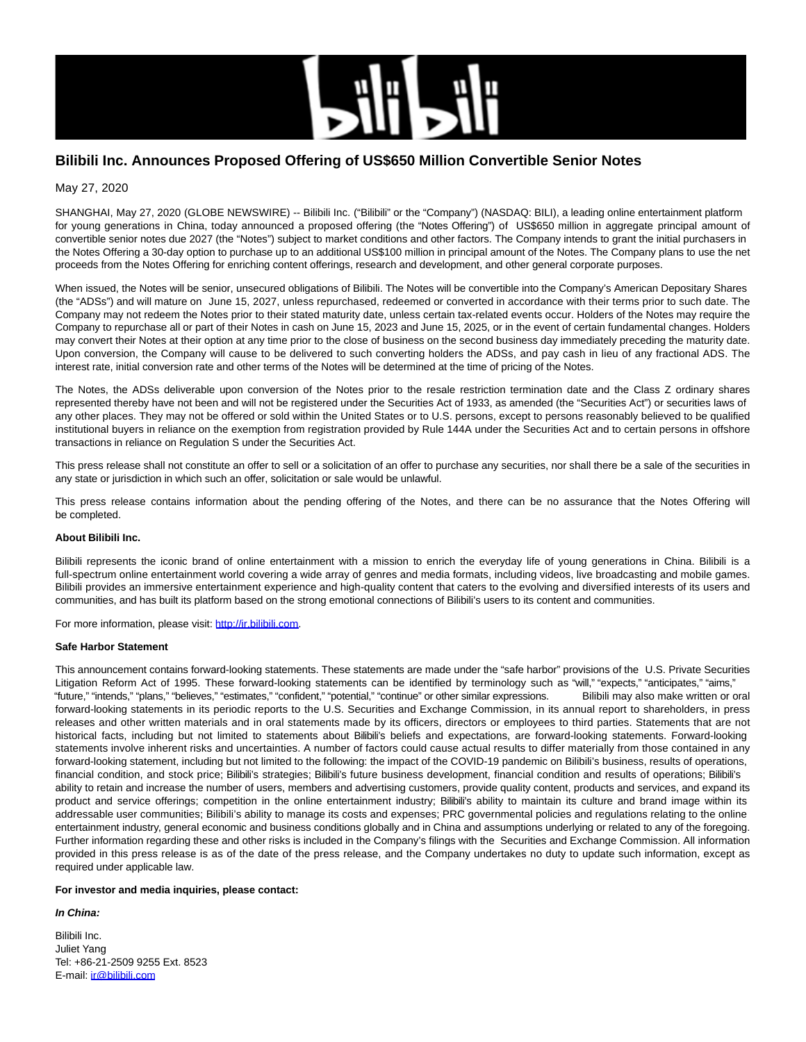# Bilibili Inc. Announces Proposed Offering of US$650 Million Convertible Senior Notes

May 27, 2020

SHANGHAI, May 27, 2020 (GLOBE NEWSWIRE) -- Bilibili Inc. ("Bilibili" or the "Company") (NASDAQ: BILI), a leading online entertainment platform for young generations in China, today announced a proposed offering (the "Notes Offering") of US$650 million in aggregate principal amount of convertible senior notes due 2027 (the "Notes") subject to market conditions and other factors. The Company intends to grant the initial purchasers in the Notes Offering a 30-day option to purchase up to an additional US$100 million in principal amount of the Notes. The Company plans to use the net proceeds from the Notes Offering for enriching content offerings, research and development, and other general corporate purposes.

When issued, the Notes will be senior, unsecured obligations of Bilibili. The Notes will be convertible into the Company's American Depositary Shares (the "ADSs") and will mature on June 15, 2027, unless repurchased, redeemed or converted in accordance with their terms prior to such date. The Company may not redeem the Notes prior to their stated maturity date, unless certain tax-related events occur. Holders of the Notes may require the Company to repurchase all or part of their Notes in cash on June 15, 2023 and June 15, 2025, or in the event of certain fundamental changes. Holders may convert their Notes at their option at any time prior to the close of business on the second business day immediately preceding the maturity date. Upon conversion, the Company will cause to be delivered to such converting holders the ADSs, and pay cash in lieu of any fractional ADS. The interest rate, initial conversion rate and other terms of the Notes will be determined at the time of pricing of the Notes.

The Notes, the ADSs deliverable upon conversion of the Notes prior to the resale restriction termination date and the Class Z ordinary shares represented thereby have not been and will not be registered under the Securities Act of 1933, as amended (the "Securities Act") or securities laws of any other places. They may not be offered or sold within the United States or to U.S. persons, except to persons reasonably believed to be qualified institutional buyers in reliance on the exemption from registration provided by Rule 144A under the Securities Act and to certain persons in offshore transactions in reliance on Regulation S under the Securities Act.

This press release shall not constitute an offer to sell or a solicitation of an offer to purchase any securities, nor shall there be a sale of the securities in any state or jurisdiction in which such an offer, solicitation or sale would be unlawful.

This press release contains information about the pending offering of the Notes, and there can be no assurance that the Notes Offering will be completed.

**About Bilibili Inc.**

Bilibili represents the iconic brand of online entertainment with a mission to enrich the everyday life of young generations in China. Bilibili is a full-spectrum online entertainment world covering a wide array of genres and media formats, including videos, live broadcasting and mobile games. Bilibili provides an immersive entertainment experience and high-quality content that caters to the evolving and diversified interests of its users and communities, and has built its platform based on the strong emotional connections of Bilibili's users to its content and communities.

For more information, please visit: http://ir.bilibili.com.

**Safe Harbor Statement**

This announcement contains forward-looking statements. These statements are made under the "safe harbor" provisions of the U.S. Private Securities Litigation Reform Act of 1995. These forward-looking statements can be identified by terminology such as "will," "expects," "anticipates," "aims," "future," "intends," "plans," "believes," "estimates," "confident," "potential," "continue" or other similar expressions. Bilibili may also make written or oral forward-looking statements in its periodic reports to the U.S. Securities and Exchange Commission, in its annual report to shareholders, in press releases and other written materials and in oral statements made by its officers, directors or employees to third parties. Statements that are not historical facts, including but not limited to statements about Bilibili's beliefs and expectations, are forward-looking statements. Forward-looking statements involve inherent risks and uncertainties. A number of factors could cause actual results to differ materially from those contained in any forward-looking statement, including but not limited to the following: the impact of the COVID-19 pandemic on Bilibili's business, results of operations, financial condition, and stock price; Bilibili's strategies; Bilibili's future business development, financial condition and results of operations; Bilibili's ability to retain and increase the number of users, members and advertising customers, provide quality content, products and services, and expand its product and service offerings; competition in the online entertainment industry; Bilibili's ability to maintain its culture and brand image within its addressable user communities; Bilibili's ability to manage its costs and expenses; PRC governmental policies and regulations relating to the online entertainment industry, general economic and business conditions globally and in China and assumptions underlying or related to any of the foregoing. Further information regarding these and other risks is included in the Company's filings with the Securities and Exchange Commission. All information provided in this press release is as of the date of the press release, and the Company undertakes no duty to update such information, except as required under applicable law.

**For investor and media inquiries, please contact:**

***In China:***

Bilibili Inc.
Juliet Yang
Tel: +86-21-2509 9255 Ext. 8523
E-mail: ir@bilibili.com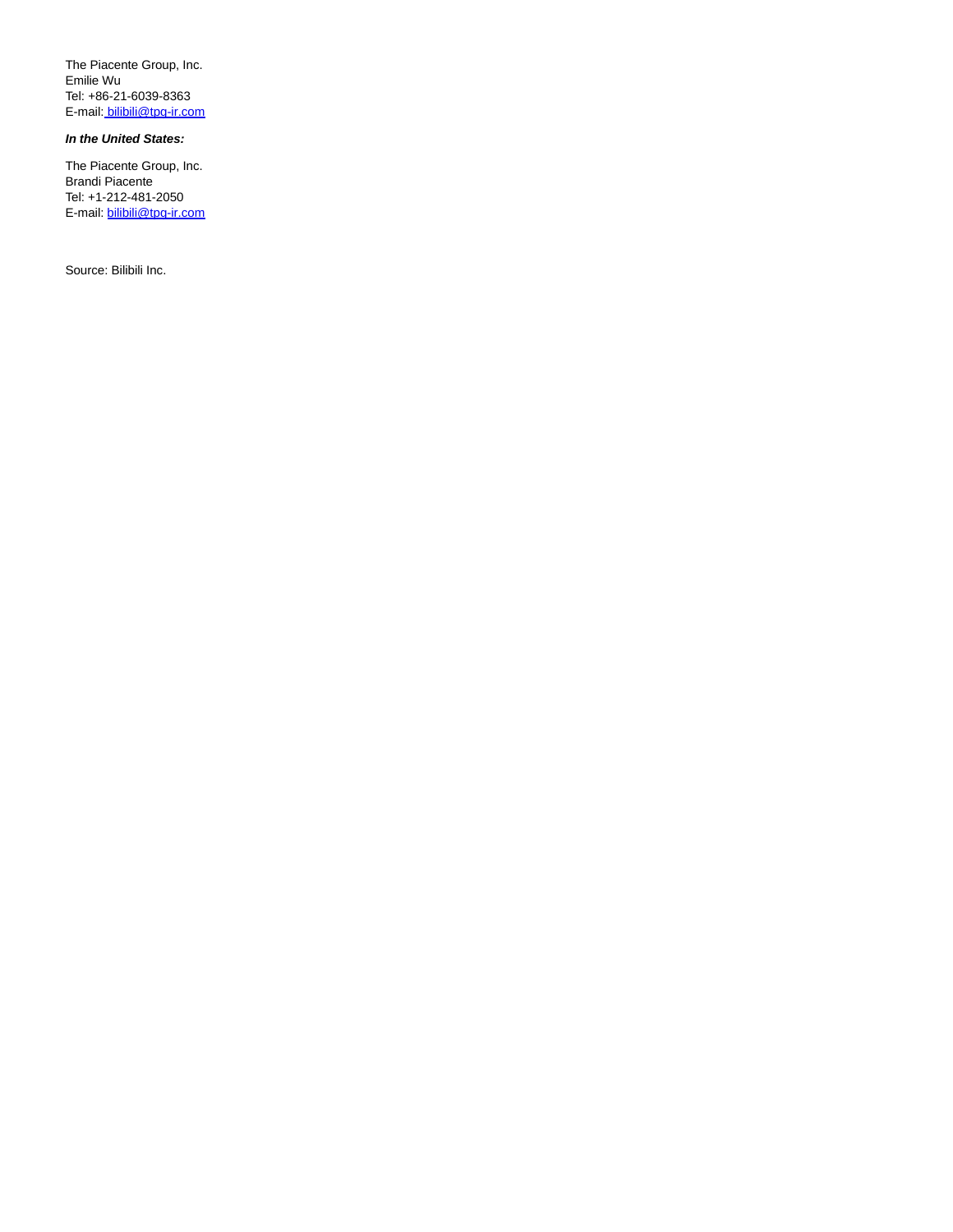The Piacente Group, Inc.
Emilie Wu
Tel: +86-21-6039-8363
E-mail: bilibili@tpg-ir.com

***In the United States:***

The Piacente Group, Inc.
Brandi Piacente
Tel: +1-212-481-2050
E-mail: bilibili@tpg-ir.com

Source: Bilibili Inc.